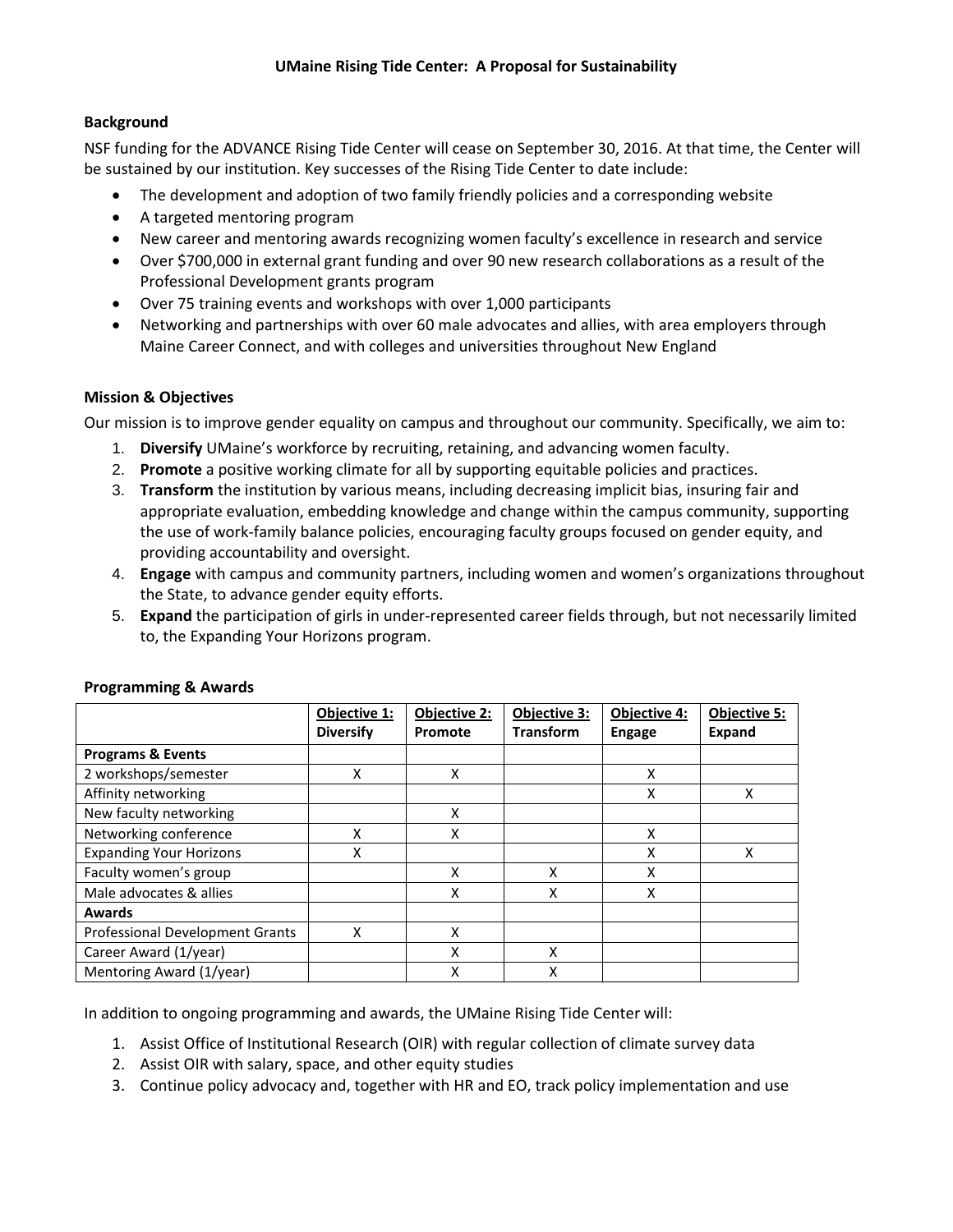# UMaine Rising Tide Center: A Proposal for Sustainability

## Background

NSF funding for the ADVANCE Rising Tide Center will cease on September 30, 2016. At that time, the Center will be sustained by our institution. Key successes of the Rising Tide Center to date include:

- The development and adoption of two family friendly policies and a corresponding website
- A targeted mentoring program
- New career and mentoring awards recognizing women faculty's excellence in research and service
- Over $700,000 in external grant funding and over 90 new research collaborations as a result of the Professional Development grants program
- Over 75 training events and workshops with over 1,000 participants
- Networking and partnerships with over 60 male advocates and allies, with area employers through Maine Career Connect, and with colleges and universities throughout New England

## Mission & Objectives

Our mission is to improve gender equality on campus and throughout our community. Specifically, we aim to:

1. **Diversify** UMaine's workforce by recruiting, retaining, and advancing women faculty.
2. **Promote** a positive working climate for all by supporting equitable policies and practices.
3. **Transform** the institution by various means, including decreasing implicit bias, insuring fair and appropriate evaluation, embedding knowledge and change within the campus community, supporting the use of work-family balance policies, encouraging faculty groups focused on gender equity, and providing accountability and oversight.
4. **Engage** with campus and community partners, including women and women's organizations throughout the State, to advance gender equity efforts.
5. **Expand** the participation of girls in under-represented career fields through, but not necessarily limited to, the Expanding Your Horizons program.

## Programming & Awards

| | Objective 1: Diversify | Objective 2: Promote | Objective 3: Transform | Objective 4: Engage | Objective 5: Expand |
|---|---|---|---|---|---|
| **Programs & Events** | | | | | |
| 2 workshops/semester | X | X | | X | |
| Affinity networking | | | | X | X |
| New faculty networking | | X | | | |
| Networking conference | X | X | | X | |
| Expanding Your Horizons | X | | | X | X |
| Faculty women's group | | X | X | X | |
| Male advocates & allies | | X | X | X | |
| **Awards** | | | | | |
| Professional Development Grants | X | X | | | |
| Career Award (1/year) | | X | X | | |
| Mentoring Award (1/year) | | X | X | | |

In addition to ongoing programming and awards, the UMaine Rising Tide Center will:

1. Assist Office of Institutional Research (OIR) with regular collection of climate survey data
2. Assist OIR with salary, space, and other equity studies
3. Continue policy advocacy and, together with HR and EO, track policy implementation and use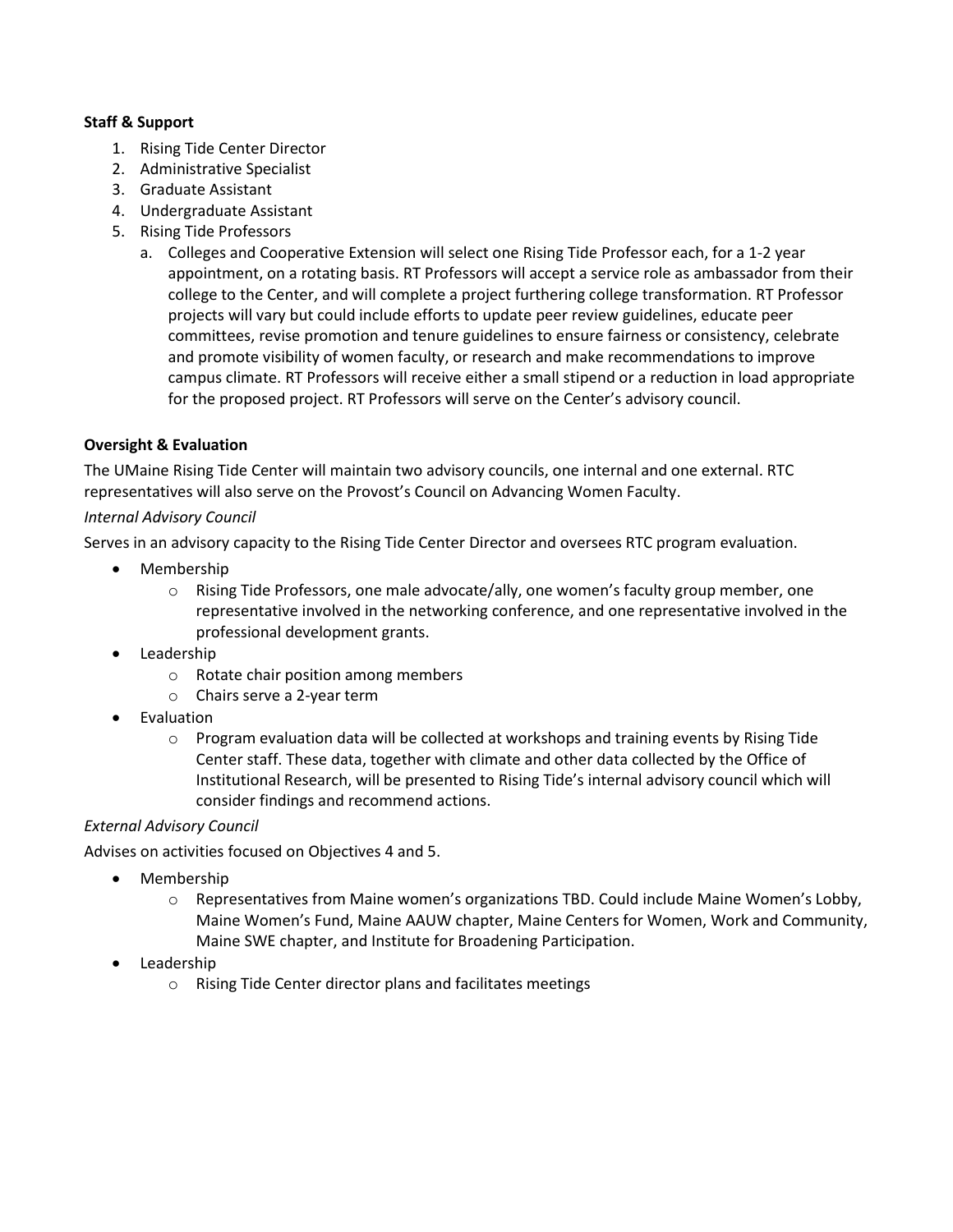**Staff & Support**

1. Rising Tide Center Director
2. Administrative Specialist
3. Graduate Assistant
4. Undergraduate Assistant
5. Rising Tide Professors
   a. Colleges and Cooperative Extension will select one Rising Tide Professor each, for a 1-2 year appointment, on a rotating basis. RT Professors will accept a service role as ambassador from their college to the Center, and will complete a project furthering college transformation. RT Professor projects will vary but could include efforts to update peer review guidelines, educate peer committees, revise promotion and tenure guidelines to ensure fairness or consistency, celebrate and promote visibility of women faculty, or research and make recommendations to improve campus climate. RT Professors will receive either a small stipend or a reduction in load appropriate for the proposed project. RT Professors will serve on the Center's advisory council.

**Oversight & Evaluation**

The UMaine Rising Tide Center will maintain two advisory councils, one internal and one external. RTC representatives will also serve on the Provost's Council on Advancing Women Faculty.

*Internal Advisory Council*

Serves in an advisory capacity to the Rising Tide Center Director and oversees RTC program evaluation.

- Membership
  - Rising Tide Professors, one male advocate/ally, one women's faculty group member, one representative involved in the networking conference, and one representative involved in the professional development grants.
- Leadership
  - Rotate chair position among members
  - Chairs serve a 2-year term
- Evaluation
  - Program evaluation data will be collected at workshops and training events by Rising Tide Center staff. These data, together with climate and other data collected by the Office of Institutional Research, will be presented to Rising Tide's internal advisory council which will consider findings and recommend actions.

*External Advisory Council*

Advises on activities focused on Objectives 4 and 5.

- Membership
  - Representatives from Maine women's organizations TBD. Could include Maine Women's Lobby, Maine Women's Fund, Maine AAUW chapter, Maine Centers for Women, Work and Community, Maine SWE chapter, and Institute for Broadening Participation.
- Leadership
  - Rising Tide Center director plans and facilitates meetings